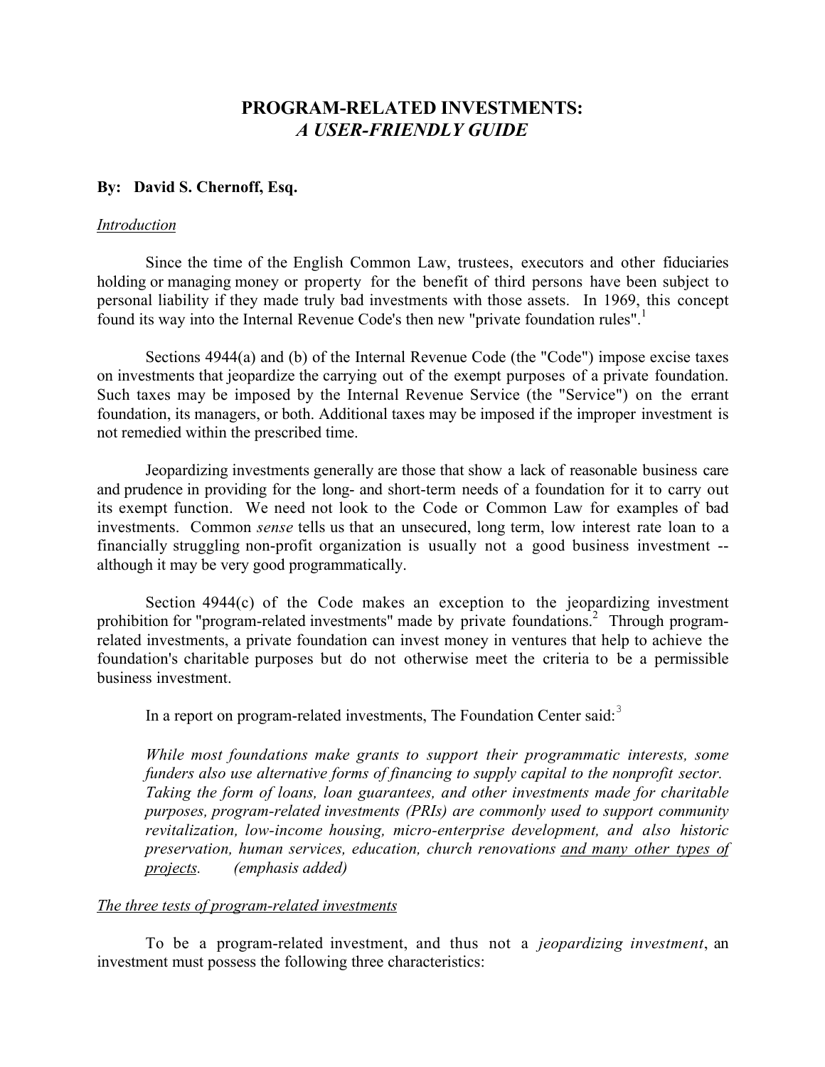# PROGRAM-RELATED INVESTMENTS: *A USER-FRIENDLY GUIDE*

**By: David S. Chernoff, Esq.**

*Introduction*

Since the time of the English Common Law, trustees, executors and other fiduciaries holding or managing money or property for the benefit of third persons have been subject to personal liability if they made truly bad investments with those assets. In 1969, this concept found its way into the Internal Revenue Code's then new "private foundation rules".[1]

Sections 4944(a) and (b) of the Internal Revenue Code (the "Code") impose excise taxes on investments that jeopardize the carrying out of the exempt purposes of a private foundation. Such taxes may be imposed by the Internal Revenue Service (the "Service") on the errant foundation, its managers, or both. Additional taxes may be imposed if the improper investment is not remedied within the prescribed time.

Jeopardizing investments generally are those that show a lack of reasonable business care and prudence in providing for the long- and short-term needs of a foundation for it to carry out its exempt function. We need not look to the Code or Common Law for examples of bad investments. Common *sense* tells us that an unsecured, long term, low interest rate loan to a financially struggling non-profit organization is usually not a good business investment -- although it may be very good programmatically.

Section 4944(c) of the Code makes an exception to the jeopardizing investment prohibition for "program-related investments" made by private foundations.[2] Through program-related investments, a private foundation can invest money in ventures that help to achieve the foundation's charitable purposes but do not otherwise meet the criteria to be a permissible business investment.

In a report on program-related investments, The Foundation Center said:[3]

> *While most foundations make grants to support their programmatic interests, some funders also use alternative forms of financing to supply capital to the nonprofit sector. Taking the form of loans, loan guarantees, and other investments made for charitable purposes, program-related investments (PRIs) are commonly used to support community revitalization, low-income housing, micro-enterprise development, and also historic preservation, human services, education, church renovations <u>and many other types of projects</u>. (emphasis added)*

*The three tests of program-related investments*

To be a program-related investment, and thus not a *jeopardizing investment*, an investment must possess the following three characteristics: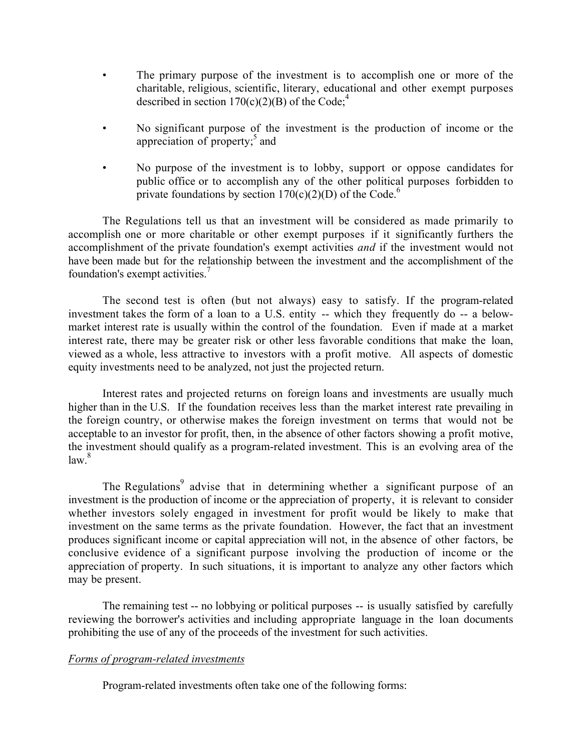- The primary purpose of the investment is to accomplish one or more of the charitable, religious, scientific, literary, educational and other exempt purposes described in section 170(c)(2)(B) of the Code;[4]

- No significant purpose of the investment is the production of income or the appreciation of property;[5] and

- No purpose of the investment is to lobby, support or oppose candidates for public office or to accomplish any of the other political purposes forbidden to private foundations by section 170(c)(2)(D) of the Code.[6]

The Regulations tell us that an investment will be considered as made primarily to accomplish one or more charitable or other exempt purposes if it significantly furthers the accomplishment of the private foundation's exempt activities *and* if the investment would not have been made but for the relationship between the investment and the accomplishment of the foundation's exempt activities.[7]

The second test is often (but not always) easy to satisfy. If the program-related investment takes the form of a loan to a U.S. entity -- which they frequently do -- a below-market interest rate is usually within the control of the foundation. Even if made at a market interest rate, there may be greater risk or other less favorable conditions that make the loan, viewed as a whole, less attractive to investors with a profit motive. All aspects of domestic equity investments need to be analyzed, not just the projected return.

Interest rates and projected returns on foreign loans and investments are usually much higher than in the U.S. If the foundation receives less than the market interest rate prevailing in the foreign country, or otherwise makes the foreign investment on terms that would not be acceptable to an investor for profit, then, in the absence of other factors showing a profit motive, the investment should qualify as a program-related investment. This is an evolving area of the law.[8]

The Regulations[9] advise that in determining whether a significant purpose of an investment is the production of income or the appreciation of property, it is relevant to consider whether investors solely engaged in investment for profit would be likely to make that investment on the same terms as the private foundation. However, the fact that an investment produces significant income or capital appreciation will not, in the absence of other factors, be conclusive evidence of a significant purpose involving the production of income or the appreciation of property. In such situations, it is important to analyze any other factors which may be present.

The remaining test -- no lobbying or political purposes -- is usually satisfied by carefully reviewing the borrower's activities and including appropriate language in the loan documents prohibiting the use of any of the proceeds of the investment for such activities.

*Forms of program-related investments*

Program-related investments often take one of the following forms: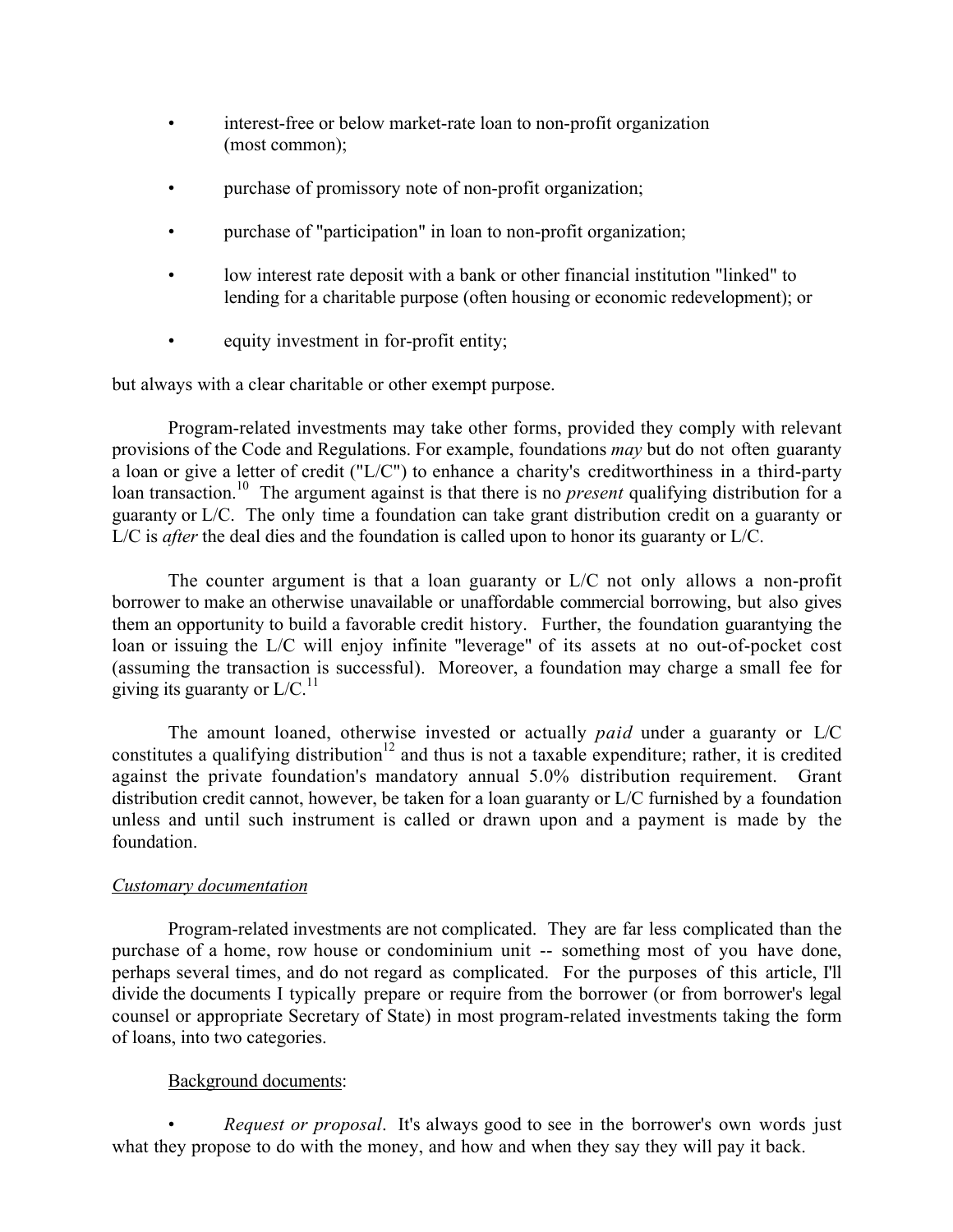- interest-free or below market-rate loan to non-profit organization (most common);
- purchase of promissory note of non-profit organization;
- purchase of "participation" in loan to non-profit organization;
- low interest rate deposit with a bank or other financial institution "linked" to lending for a charitable purpose (often housing or economic redevelopment); or
- equity investment in for-profit entity;

but always with a clear charitable or other exempt purpose.

Program-related investments may take other forms, provided they comply with relevant provisions of the Code and Regulations. For example, foundations *may* but do not often guaranty a loan or give a letter of credit ("L/C") to enhance a charity's creditworthiness in a third-party loan transaction.[10] The argument against is that there is no *present* qualifying distribution for a guaranty or L/C. The only time a foundation can take grant distribution credit on a guaranty or L/C is *after* the deal dies and the foundation is called upon to honor its guaranty or L/C.

The counter argument is that a loan guaranty or L/C not only allows a non-profit borrower to make an otherwise unavailable or unaffordable commercial borrowing, but also gives them an opportunity to build a favorable credit history. Further, the foundation guarantying the loan or issuing the L/C will enjoy infinite "leverage" of its assets at no out-of-pocket cost (assuming the transaction is successful). Moreover, a foundation may charge a small fee for giving its guaranty or L/C.[11]

The amount loaned, otherwise invested or actually *paid* under a guaranty or L/C constitutes a qualifying distribution[12] and thus is not a taxable expenditure; rather, it is credited against the private foundation's mandatory annual 5.0% distribution requirement. Grant distribution credit cannot, however, be taken for a loan guaranty or L/C furnished by a foundation unless and until such instrument is called or drawn upon and a payment is made by the foundation.

*Customary documentation*

Program-related investments are not complicated. They are far less complicated than the purchase of a home, row house or condominium unit -- something most of you have done, perhaps several times, and do not regard as complicated. For the purposes of this article, I'll divide the documents I typically prepare or require from the borrower (or from borrower's legal counsel or appropriate Secretary of State) in most program-related investments taking the form of loans, into two categories.

Background documents:

- *Request or proposal*. It's always good to see in the borrower's own words just what they propose to do with the money, and how and when they say they will pay it back.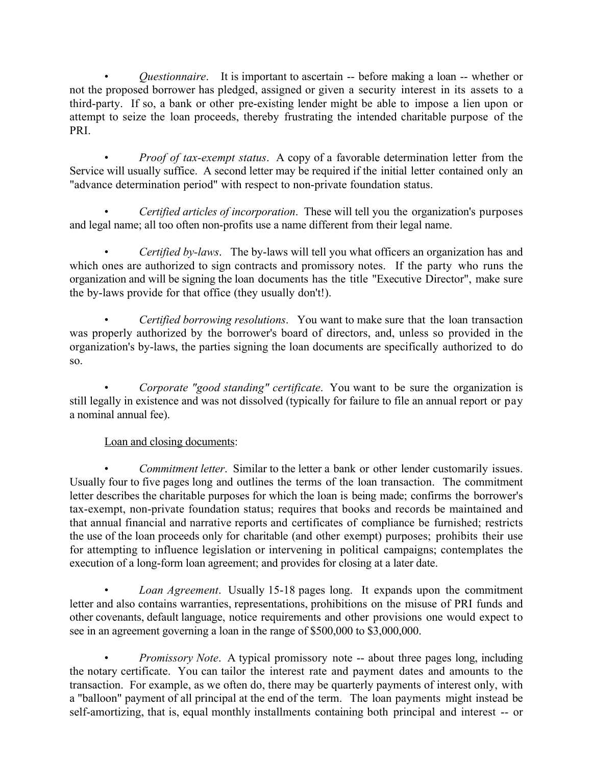- *Questionnaire*. It is important to ascertain -- before making a loan -- whether or not the proposed borrower has pledged, assigned or given a security interest in its assets to a third-party. If so, a bank or other pre-existing lender might be able to impose a lien upon or attempt to seize the loan proceeds, thereby frustrating the intended charitable purpose of the PRI.

- *Proof of tax-exempt status*. A copy of a favorable determination letter from the Service will usually suffice. A second letter may be required if the initial letter contained only an "advance determination period" with respect to non-private foundation status.

- *Certified articles of incorporation*. These will tell you the organization's purposes and legal name; all too often non-profits use a name different from their legal name.

- *Certified by-laws*. The by-laws will tell you what officers an organization has and which ones are authorized to sign contracts and promissory notes. If the party who runs the organization and will be signing the loan documents has the title "Executive Director", make sure the by-laws provide for that office (they usually don't!).

- *Certified borrowing resolutions*. You want to make sure that the loan transaction was properly authorized by the borrower's board of directors, and, unless so provided in the organization's by-laws, the parties signing the loan documents are specifically authorized to do so.

- *Corporate "good standing" certificate*. You want to be sure the organization is still legally in existence and was not dissolved (typically for failure to file an annual report or pay a nominal annual fee).

<u>Loan and closing documents</u>:

- *Commitment letter*. Similar to the letter a bank or other lender customarily issues. Usually four to five pages long and outlines the terms of the loan transaction. The commitment letter describes the charitable purposes for which the loan is being made; confirms the borrower's tax-exempt, non-private foundation status; requires that books and records be maintained and that annual financial and narrative reports and certificates of compliance be furnished; restricts the use of the loan proceeds only for charitable (and other exempt) purposes; prohibits their use for attempting to influence legislation or intervening in political campaigns; contemplates the execution of a long-form loan agreement; and provides for closing at a later date.

- *Loan Agreement*. Usually 15-18 pages long. It expands upon the commitment letter and also contains warranties, representations, prohibitions on the misuse of PRI funds and other covenants, default language, notice requirements and other provisions one would expect to see in an agreement governing a loan in the range of $500,000 to $3,000,000.

- *Promissory Note*. A typical promissory note -- about three pages long, including the notary certificate. You can tailor the interest rate and payment dates and amounts to the transaction. For example, as we often do, there may be quarterly payments of interest only, with a "balloon" payment of all principal at the end of the term. The loan payments might instead be self-amortizing, that is, equal monthly installments containing both principal and interest -- or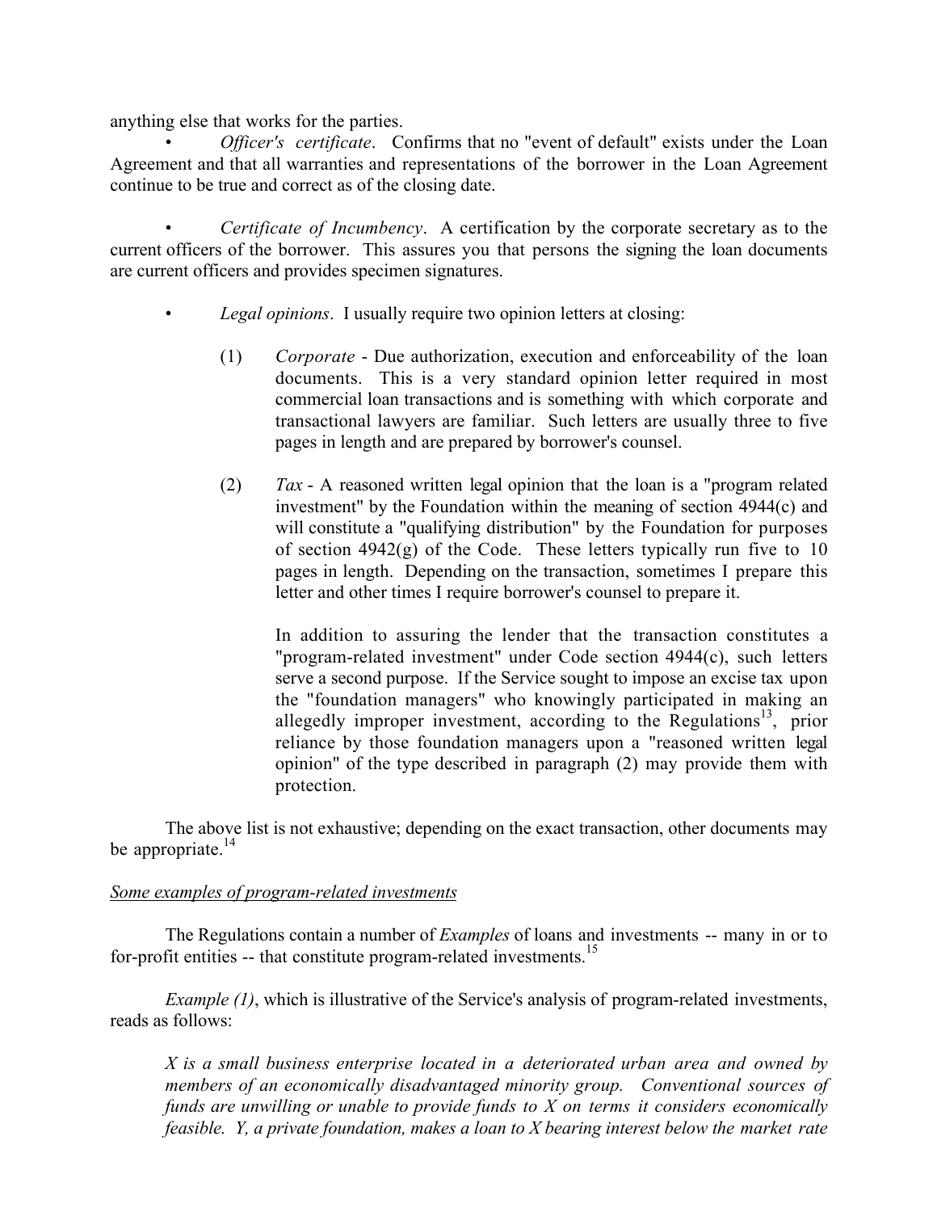anything else that works for the parties.

- *Officer's certificate*. Confirms that no "event of default" exists under the Loan Agreement and that all warranties and representations of the borrower in the Loan Agreement continue to be true and correct as of the closing date.

- *Certificate of Incumbency*. A certification by the corporate secretary as to the current officers of the borrower. This assures you that persons the signing the loan documents are current officers and provides specimen signatures.

- *Legal opinions*. I usually require two opinion letters at closing:

  (1) *Corporate* - Due authorization, execution and enforceability of the loan documents. This is a very standard opinion letter required in most commercial loan transactions and is something with which corporate and transactional lawyers are familiar. Such letters are usually three to five pages in length and are prepared by borrower's counsel.

  (2) *Tax* - A reasoned written legal opinion that the loan is a "program related investment" by the Foundation within the meaning of section 4944(c) and will constitute a "qualifying distribution" by the Foundation for purposes of section 4942(g) of the Code. These letters typically run five to 10 pages in length. Depending on the transaction, sometimes I prepare this letter and other times I require borrower's counsel to prepare it.

  In addition to assuring the lender that the transaction constitutes a "program-related investment" under Code section 4944(c), such letters serve a second purpose. If the Service sought to impose an excise tax upon the "foundation managers" who knowingly participated in making an allegedly improper investment, according to the Regulations[13], prior reliance by those foundation managers upon a "reasoned written legal opinion" of the type described in paragraph (2) may provide them with protection.

The above list is not exhaustive; depending on the exact transaction, other documents may be appropriate.[14]

<u>*Some examples of program-related investments*</u>

The Regulations contain a number of *Examples* of loans and investments -- many in or to for-profit entities -- that constitute program-related investments.[15]

*Example (1)*, which is illustrative of the Service's analysis of program-related investments, reads as follows:

> *X is a small business enterprise located in a deteriorated urban area and owned by members of an economically disadvantaged minority group. Conventional sources of funds are unwilling or unable to provide funds to X on terms it considers economically feasible. Y, a private foundation, makes a loan to X bearing interest below the market rate*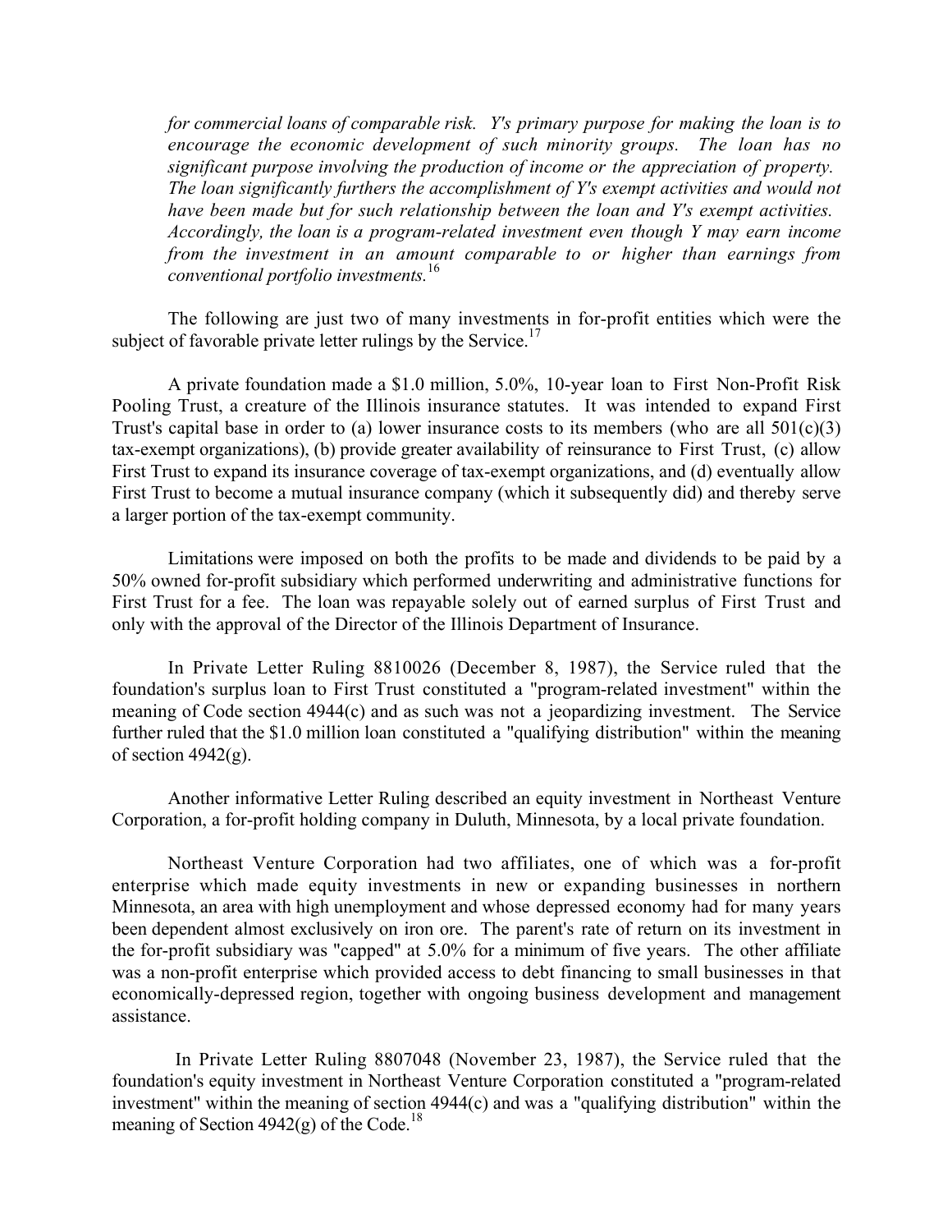> *for commercial loans of comparable risk. Y's primary purpose for making the loan is to encourage the economic development of such minority groups. The loan has no significant purpose involving the production of income or the appreciation of property. The loan significantly furthers the accomplishment of Y's exempt activities and would not have been made but for such relationship between the loan and Y's exempt activities. Accordingly, the loan is a program-related investment even though Y may earn income from the investment in an amount comparable to or higher than earnings from conventional portfolio investments.*[16]

The following are just two of many investments in for-profit entities which were the subject of favorable private letter rulings by the Service.[17]

A private foundation made a $1.0 million, 5.0%, 10-year loan to First Non-Profit Risk Pooling Trust, a creature of the Illinois insurance statutes. It was intended to expand First Trust's capital base in order to (a) lower insurance costs to its members (who are all 501(c)(3) tax-exempt organizations), (b) provide greater availability of reinsurance to First Trust, (c) allow First Trust to expand its insurance coverage of tax-exempt organizations, and (d) eventually allow First Trust to become a mutual insurance company (which it subsequently did) and thereby serve a larger portion of the tax-exempt community.

Limitations were imposed on both the profits to be made and dividends to be paid by a 50% owned for-profit subsidiary which performed underwriting and administrative functions for First Trust for a fee. The loan was repayable solely out of earned surplus of First Trust and only with the approval of the Director of the Illinois Department of Insurance.

In Private Letter Ruling 8810026 (December 8, 1987), the Service ruled that the foundation's surplus loan to First Trust constituted a "program-related investment" within the meaning of Code section 4944(c) and as such was not a jeopardizing investment. The Service further ruled that the $1.0 million loan constituted a "qualifying distribution" within the meaning of section 4942(g).

Another informative Letter Ruling described an equity investment in Northeast Venture Corporation, a for-profit holding company in Duluth, Minnesota, by a local private foundation.

Northeast Venture Corporation had two affiliates, one of which was a for-profit enterprise which made equity investments in new or expanding businesses in northern Minnesota, an area with high unemployment and whose depressed economy had for many years been dependent almost exclusively on iron ore. The parent's rate of return on its investment in the for-profit subsidiary was "capped" at 5.0% for a minimum of five years. The other affiliate was a non-profit enterprise which provided access to debt financing to small businesses in that economically-depressed region, together with ongoing business development and management assistance.

In Private Letter Ruling 8807048 (November 23, 1987), the Service ruled that the foundation's equity investment in Northeast Venture Corporation constituted a "program-related investment" within the meaning of section 4944(c) and was a "qualifying distribution" within the meaning of Section 4942(g) of the Code.[18]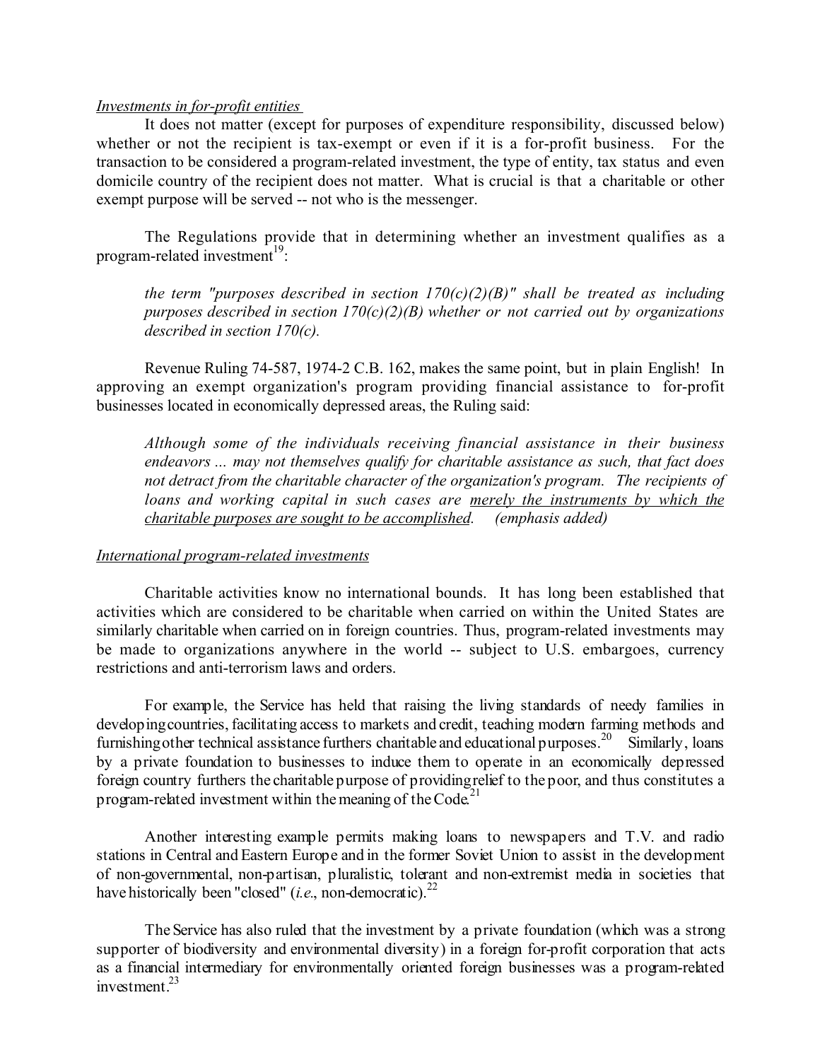*Investments in for-profit entities*

It does not matter (except for purposes of expenditure responsibility, discussed below) whether or not the recipient is tax-exempt or even if it is a for-profit business. For the transaction to be considered a program-related investment, the type of entity, tax status and even domicile country of the recipient does not matter. What is crucial is that a charitable or other exempt purpose will be served -- not who is the messenger.

The Regulations provide that in determining whether an investment qualifies as a program-related investment[19]:

> *the term "purposes described in section 170(c)(2)(B)" shall be treated as including purposes described in section 170(c)(2)(B) whether or not carried out by organizations described in section 170(c).*

Revenue Ruling 74-587, 1974-2 C.B. 162, makes the same point, but in plain English! In approving an exempt organization's program providing financial assistance to for-profit businesses located in economically depressed areas, the Ruling said:

> *Although some of the individuals receiving financial assistance in their business endeavors ... may not themselves qualify for charitable assistance as such, that fact does not detract from the charitable character of the organization's program. The recipients of loans and working capital in such cases are merely the instruments by which the charitable purposes are sought to be accomplished. (emphasis added)*

*International program-related investments*

Charitable activities know no international bounds. It has long been established that activities which are considered to be charitable when carried on within the United States are similarly charitable when carried on in foreign countries. Thus, program-related investments may be made to organizations anywhere in the world -- subject to U.S. embargoes, currency restrictions and anti-terrorism laws and orders.

For example, the Service has held that raising the living standards of needy families in developing countries, facilitating access to markets and credit, teaching modern farming methods and furnishing other technical assistance furthers charitable and educational purposes.[20] Similarly, loans by a private foundation to businesses to induce them to operate in an economically depressed foreign country furthers the charitable purpose of providing relief to the poor, and thus constitutes a program-related investment within the meaning of the Code.[21]

Another interesting example permits making loans to newspapers and T.V. and radio stations in Central and Eastern Europe and in the former Soviet Union to assist in the development of non-governmental, non-partisan, pluralistic, tolerant and non-extremist media in societies that have historically been "closed" (*i.e.*, non-democratic).[22]

The Service has also ruled that the investment by a private foundation (which was a strong supporter of biodiversity and environmental diversity) in a foreign for-profit corporation that acts as a financial intermediary for environmentally oriented foreign businesses was a program-related investment.[23]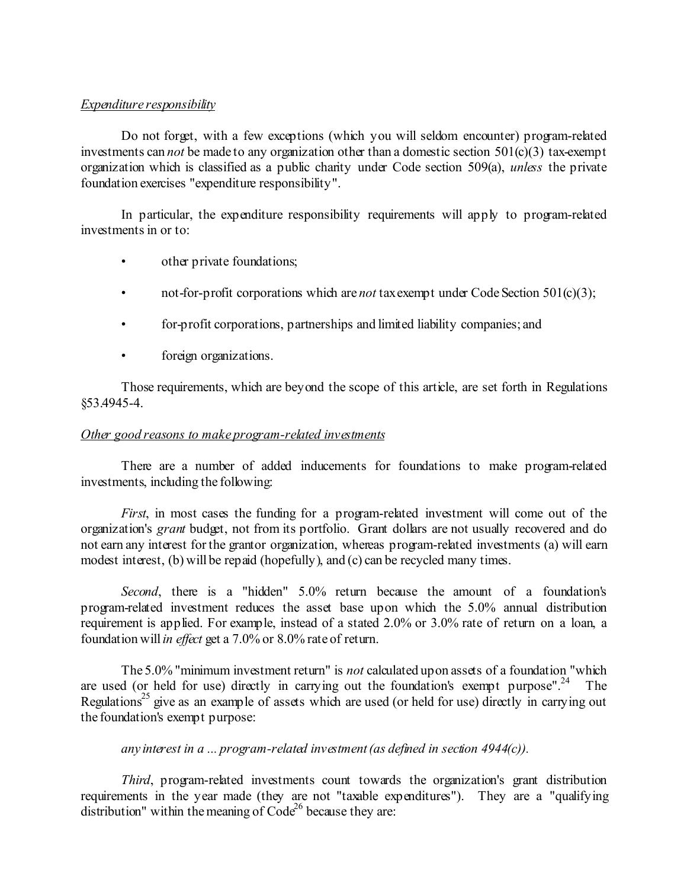*Expenditure responsibility*

Do not forget, with a few exceptions (which you will seldom encounter) program-related investments can *not* be made to any organization other than a domestic section 501(c)(3) tax-exempt organization which is classified as a public charity under Code section 509(a), *unless* the private foundation exercises "expenditure responsibility".

In particular, the expenditure responsibility requirements will apply to program-related investments in or to:

- other private foundations;
- not-for-profit corporations which are *not* tax exempt under Code Section 501(c)(3);
- for-profit corporations, partnerships and limited liability companies; and
- foreign organizations.

Those requirements, which are beyond the scope of this article, are set forth in Regulations §53.4945-4.

*Other good reasons to make program-related investments*

There are a number of added inducements for foundations to make program-related investments, including the following:

*First*, in most cases the funding for a program-related investment will come out of the organization's *grant* budget, not from its portfolio. Grant dollars are not usually recovered and do not earn any interest for the grantor organization, whereas program-related investments (a) will earn modest interest, (b) will be repaid (hopefully), and (c) can be recycled many times.

*Second*, there is a "hidden" 5.0% return because the amount of a foundation's program-related investment reduces the asset base upon which the 5.0% annual distribution requirement is applied. For example, instead of a stated 2.0% or 3.0% rate of return on a loan, a foundation will *in effect* get a 7.0% or 8.0% rate of return.

The 5.0% "minimum investment return" is *not* calculated upon assets of a foundation "which are used (or held for use) directly in carrying out the foundation's exempt purpose".[24] The Regulations[25] give as an example of assets which are used (or held for use) directly in carrying out the foundation's exempt purpose:

*any interest in a ... program-related investment (as defined in section 4944(c)).*

*Third*, program-related investments count towards the organization's grant distribution requirements in the year made (they are not "taxable expenditures"). They are a "qualifying distribution" within the meaning of Code[26] because they are: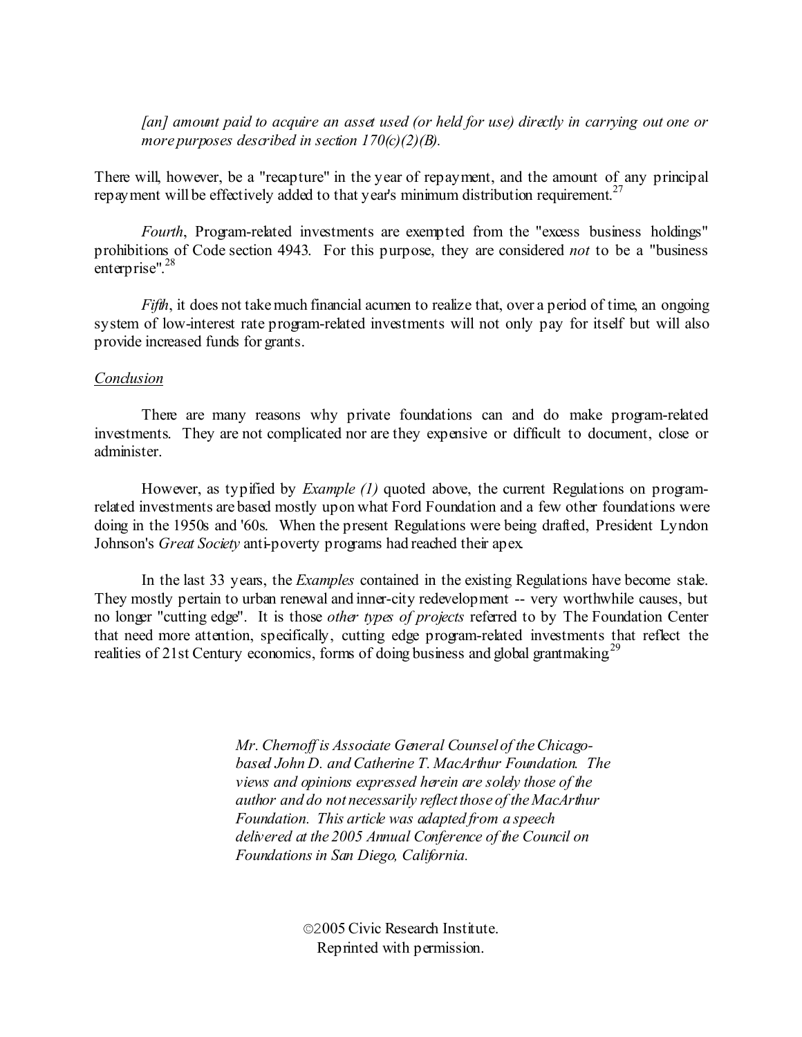*[an] amount paid to acquire an asset used (or held for use) directly in carrying out one or more purposes described in section 170(c)(2)(B).*

There will, however, be a "recapture" in the year of repayment, and the amount of any principal repayment will be effectively added to that year's minimum distribution requirement.[27]

*Fourth*, Program-related investments are exempted from the "excess business holdings" prohibitions of Code section 4943. For this purpose, they are considered *not* to be a "business enterprise".[28]

*Fifth*, it does not take much financial acumen to realize that, over a period of time, an ongoing system of low-interest rate program-related investments will not only pay for itself but will also provide increased funds for grants.

<u>*Conclusion*</u>

There are many reasons why private foundations can and do make program-related investments. They are not complicated nor are they expensive or difficult to document, close or administer.

However, as typified by *Example (1)* quoted above, the current Regulations on program-related investments are based mostly upon what Ford Foundation and a few other foundations were doing in the 1950s and '60s. When the present Regulations were being drafted, President Lyndon Johnson's *Great Society* anti-poverty programs had reached their apex.

In the last 33 years, the *Examples* contained in the existing Regulations have become stale. They mostly pertain to urban renewal and inner-city redevelopment -- very worthwhile causes, but no longer "cutting edge". It is those *other types of projects* referred to by The Foundation Center that need more attention, specifically, cutting edge program-related investments that reflect the realities of 21st Century economics, forms of doing business and global grantmaking.[29]

*Mr. Chernoff is Associate General Counsel of the Chicago-based John D. and Catherine T. MacArthur Foundation. The views and opinions expressed herein are solely those of the author and do not necessarily reflect those of the MacArthur Foundation. This article was adapted from a speech delivered at the 2005 Annual Conference of the Council on Foundations in San Diego, California.*

©2005 Civic Research Institute.
Reprinted with permission.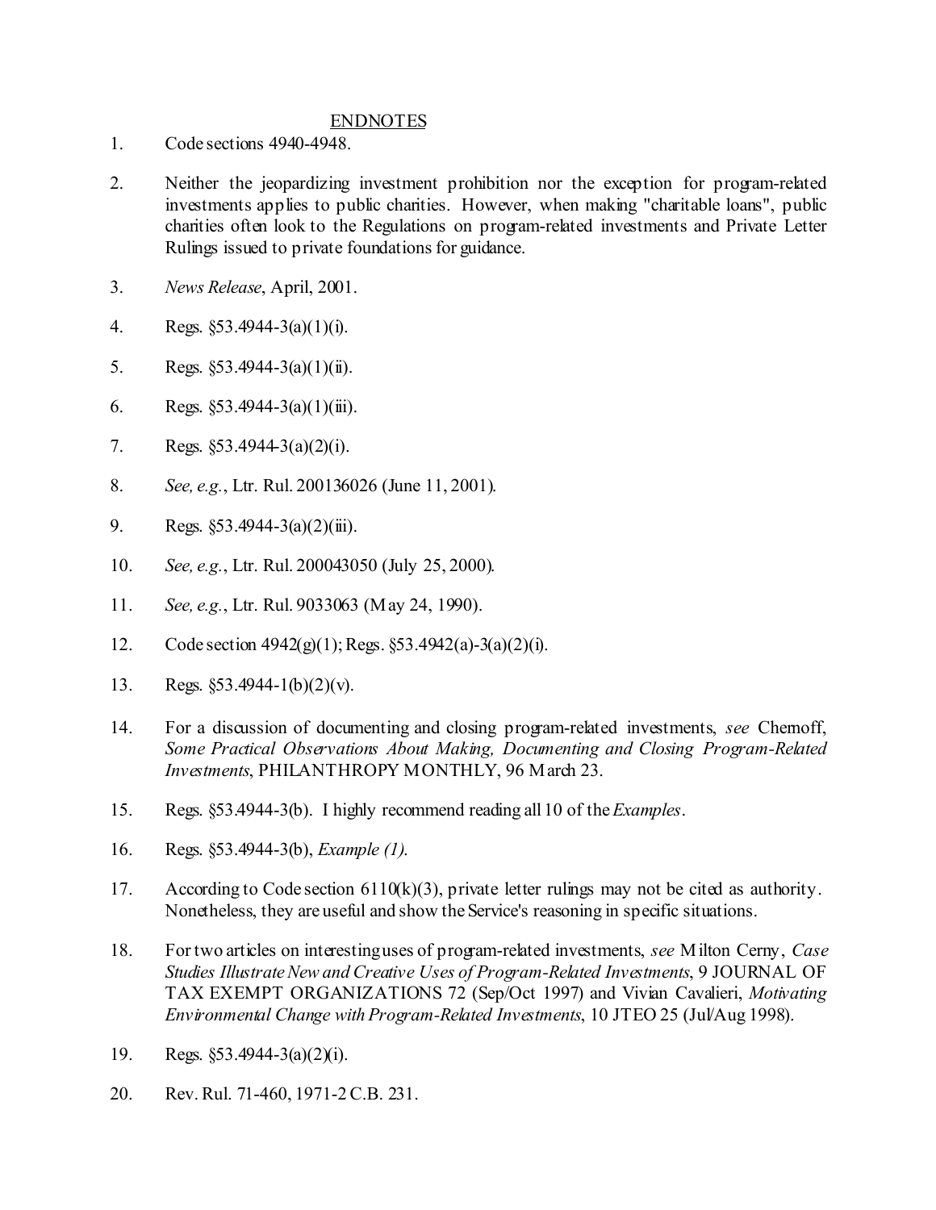## ENDNOTES

1. Code sections 4940-4948.

2. Neither the jeopardizing investment prohibition nor the exception for program-related investments applies to public charities. However, when making "charitable loans", public charities often look to the Regulations on program-related investments and Private Letter Rulings issued to private foundations for guidance.

3. *News Release*, April, 2001.

4. Regs. §53.4944-3(a)(1)(i).

5. Regs. §53.4944-3(a)(1)(ii).

6. Regs. §53.4944-3(a)(1)(iii).

7. Regs. §53.4944-3(a)(2)(i).

8. *See, e.g.*, Ltr. Rul. 200136026 (June 11, 2001).

9. Regs. §53.4944-3(a)(2)(iii).

10. *See, e.g.*, Ltr. Rul. 200043050 (July 25, 2000).

11. *See, e.g.*, Ltr. Rul. 9033063 (May 24, 1990).

12. Code section 4942(g)(1); Regs. §53.4942(a)-3(a)(2)(i).

13. Regs. §53.4944-1(b)(2)(v).

14. For a discussion of documenting and closing program-related investments, *see* Chernoff, *Some Practical Observations About Making, Documenting and Closing Program-Related Investments*, PHILANTHROPY MONTHLY, 96 March 23.

15. Regs. §53.4944-3(b). I highly recommend reading all 10 of the *Examples*.

16. Regs. §53.4944-3(b), *Example (1).*

17. According to Code section 6110(k)(3), private letter rulings may not be cited as authority. Nonetheless, they are useful and show the Service's reasoning in specific situations.

18. For two articles on interesting uses of program-related investments, *see* Milton Cerny, *Case Studies Illustrate New and Creative Uses of Program-Related Investments*, 9 JOURNAL OF TAX EXEMPT ORGANIZATIONS 72 (Sep/Oct 1997) and Vivian Cavalieri, *Motivating Environmental Change with Program-Related Investments*, 10 JTEO 25 (Jul/Aug 1998).

19. Regs. §53.4944-3(a)(2)(i).

20. Rev. Rul. 71-460, 1971-2 C.B. 231.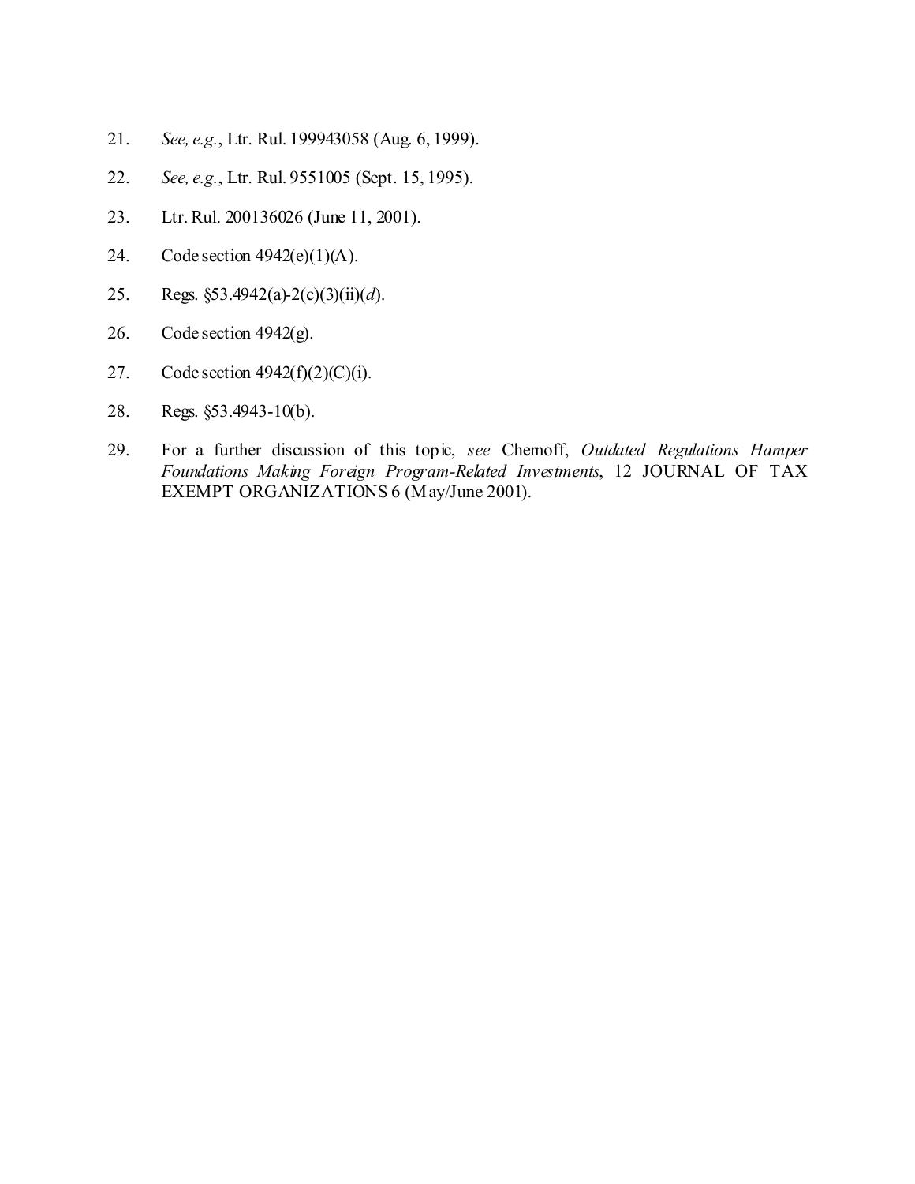21. *See, e.g.*, Ltr. Rul. 199943058 (Aug. 6, 1999).

22. *See, e.g.*, Ltr. Rul. 9551005 (Sept. 15, 1995).

23. Ltr. Rul. 200136026 (June 11, 2001).

24. Code section 4942(e)(1)(A).

25. Regs. §53.4942(a)-2(c)(3)(ii)(*d*).

26. Code section 4942(g).

27. Code section 4942(f)(2)(C)(i).

28. Regs. §53.4943-10(b).

29. For a further discussion of this topic, *see* Chernoff, *Outdated Regulations Hamper Foundations Making Foreign Program-Related Investments*, 12 JOURNAL OF TAX EXEMPT ORGANIZATIONS 6 (May/June 2001).